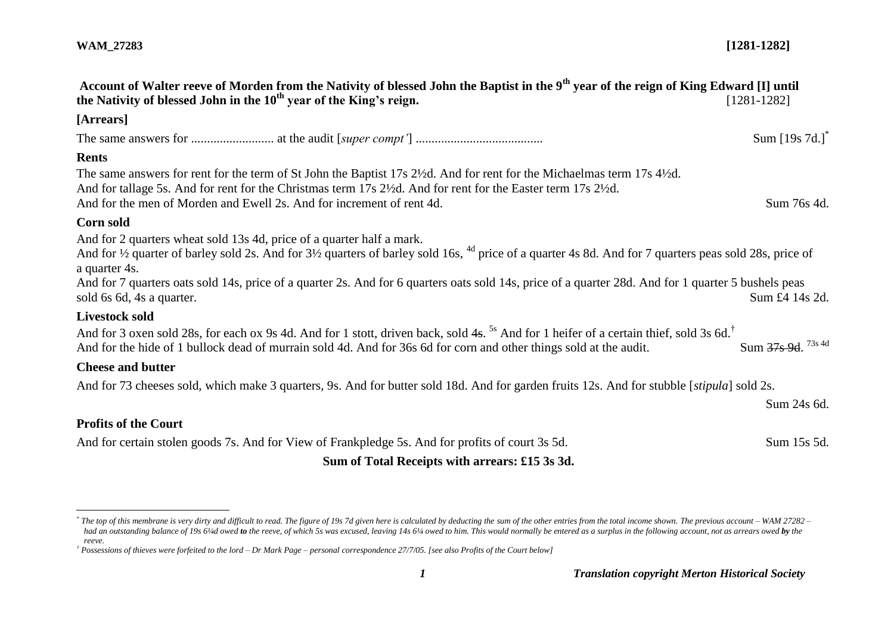**WAM_27283** **[1281-1282]**

**Account of Walter reeve of Morden from the Nativity of blessed John the Baptist in the 9th year of the reign of King Edward [I] until the Nativity of blessed John in the 10th year of the King's reign.** [1281-1282]

### [Arrears]

The same answers for .......................... at the audit [*super compt'*] ....................................... Sum [19s 7d.][*]

### Rents

The same answers for rent for the term of St John the Baptist 17s 2½d. And for rent for the Michaelmas term 17s 4½d. And for tallage 5s. And for rent for the Christmas term 17s 2½d. And for rent for the Easter term 17s 2½d. And for the men of Morden and Ewell 2s. And for increment of rent 4d. Sum 76s 4d.

### Corn sold

And for 2 quarters wheat sold 13s 4d, price of a quarter half a mark.
And for ½ quarter of barley sold 2s. And for 3½ quarters of barley sold 16s, [4d] price of a quarter 4s 8d. And for 7 quarters peas sold 28s, price of a quarter 4s.
And for 7 quarters oats sold 14s, price of a quarter 2s. And for 6 quarters oats sold 14s, price of a quarter 28d. And for 1 quarter 5 bushels peas sold 6s 6d, 4s a quarter. Sum £4 14s 2d.

### Livestock sold

And for 3 oxen sold 28s, for each ox 9s 4d. And for 1 stott, driven back, sold ~~4s~~. [5s] And for 1 heifer of a certain thief, sold 3s 6d.[†]
And for the hide of 1 bullock dead of murrain sold 4d. And for 36s 6d for corn and other things sold at the audit. Sum ~~37s 9d~~. [73s 4d]

### Cheese and butter

And for 73 cheeses sold, which make 3 quarters, 9s. And for butter sold 18d. And for garden fruits 12s. And for stubble [*stipula*] sold 2s.

Sum 24s 6d.

### Profits of the Court

And for certain stolen goods 7s. And for View of Frankpledge 5s. And for profits of court 3s 5d. Sum 15s 5d.

**Sum of Total Receipts with arrears: £15 3s 3d.**

---

[*] *The top of this membrane is very dirty and difficult to read. The figure of 19s 7d given here is calculated by deducting the sum of the other entries from the total income shown. The previous account – WAM 27282 – had an outstanding balance of 19s 6¼d owed **to** the reeve, of which 5s was excused, leaving 14s 6¼ owed to him. This would normally be entered as a surplus in the following account, not as arrears owed **by** the reeve.*

[†] *Possessions of thieves were forfeited to the lord – Dr Mark Page – personal correspondence 27/7/05. [see also Profits of the Court below]*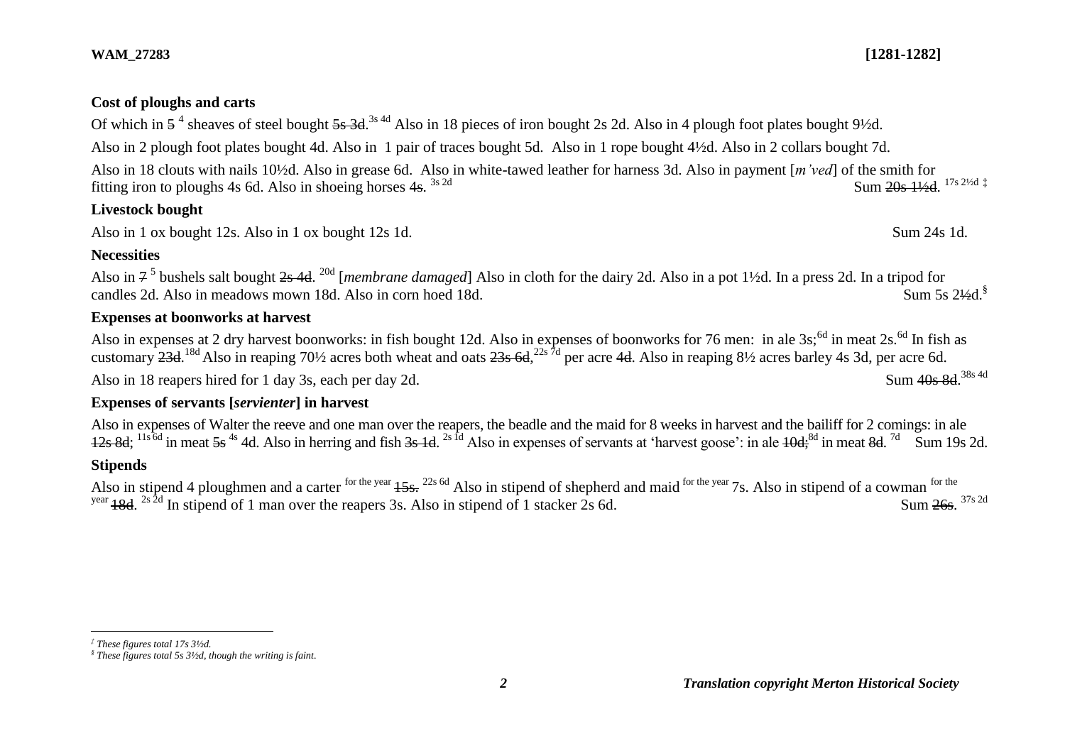**WAM_27283** **[1281-1282]**

**Cost of ploughs and carts**

Of which in ~~5~~ 4 sheaves of steel bought ~~5s 3d~~.3s 4d Also in 18 pieces of iron bought 2s 2d. Also in 4 plough foot plates bought 9½d.

Also in 2 plough foot plates bought 4d. Also in 1 pair of traces bought 5d. Also in 1 rope bought 4½d. Also in 2 collars bought 7d.

Also in 18 clouts with nails 10½d. Also in grease 6d. Also in white-tawed leather for harness 3d. Also in payment [*m'ved*] of the smith for fitting iron to ploughs 4s 6d. Also in shoeing horses ~~4s~~. 3s 2d Sum ~~20s 1½d~~. 17s 2½d ‡

**Livestock bought**

Also in 1 ox bought 12s. Also in 1 ox bought 12s 1d. Sum 24s 1d.

**Necessities**

Also in ~~7~~ 5 bushels salt bought ~~2s 4d~~. 20d [*membrane damaged*] Also in cloth for the dairy 2d. Also in a pot 1½d. In a press 2d. In a tripod for candles 2d. Also in meadows mown 18d. Also in corn hoed 18d. Sum 5s ~~2½d~~.§

**Expenses at boonworks at harvest**

Also in expenses at 2 dry harvest boonworks: in fish bought 12d. Also in expenses of boonworks for 76 men: in ale 3s;6d in meat 2s.6d In fish as customary ~~23d~~.18d Also in reaping 70½ acres both wheat and oats ~~23s 6d~~,22s 7d per acre ~~4d~~. Also in reaping 8½ acres barley 4s 3d, per acre 6d.

Also in 18 reapers hired for 1 day 3s, each per day 2d. Sum ~~40s 8d~~.38s 4d

**Expenses of servants [*servienter*] in harvest**

Also in expenses of Walter the reeve and one man over the reapers, the beadle and the maid for 8 weeks in harvest and the bailiff for 2 comings: in ale ~~12s 8d~~; 11s 6d in meat ~~5s~~ 4s 4d. Also in herring and fish ~~3s 1d~~. 2s 1d Also in expenses of servants at 'harvest goose': in ale ~~10d;~~8d in meat ~~8d~~. 7d Sum 19s 2d.

**Stipends**

Also in stipend 4 ploughmen and a carter for the year ~~15s.~~ 22s 6d Also in stipend of shepherd and maid for the year 7s. Also in stipend of a cowman for the year ~~18d~~. 2s 2d In stipend of 1 man over the reapers 3s. Also in stipend of 1 stacker 2s 6d. Sum ~~26s~~. 37s 2d

---

‡ *These figures total 17s 3½d.*

§ *These figures total 5s 3½d, though the writing is faint.*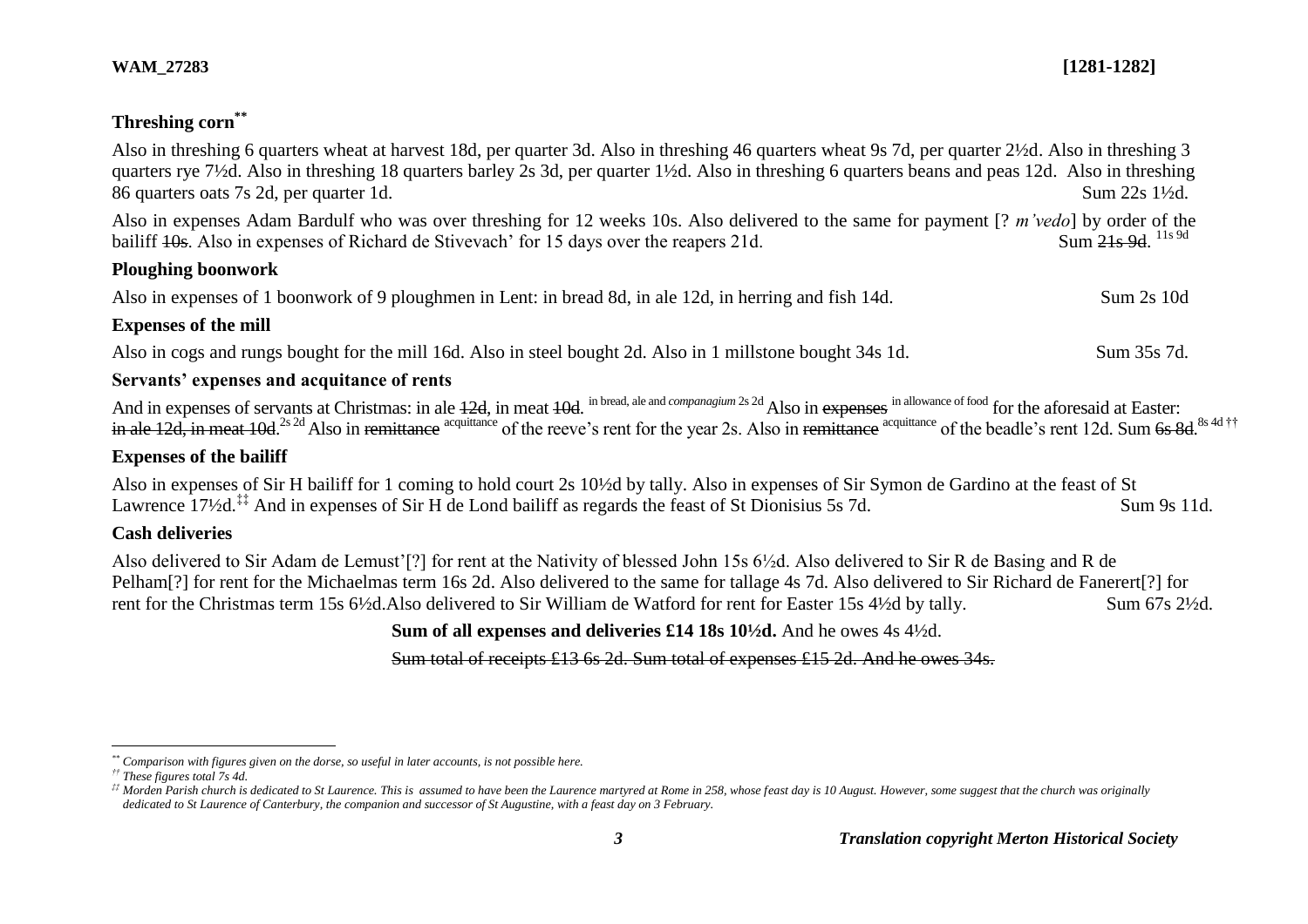## Threshing corn[**]

Also in threshing 6 quarters wheat at harvest 18d, per quarter 3d. Also in threshing 46 quarters wheat 9s 7d, per quarter 2½d. Also in threshing 3 quarters rye 7½d. Also in threshing 18 quarters barley 2s 3d, per quarter 1½d. Also in threshing 6 quarters beans and peas 12d. Also in threshing 86 quarters oats 7s 2d, per quarter 1d. Sum 22s 1½d.

Also in expenses Adam Bardulf who was over threshing for 12 weeks 10s. Also delivered to the same for payment [? *m'vedo*] by order of the bailiff ~~10s~~. Also in expenses of Richard de Stivevach' for 15 days over the reapers 21d. Sum ~~21s 9d~~. [11s 9d]

## Ploughing boonwork

Also in expenses of 1 boonwork of 9 ploughmen in Lent: in bread 8d, in ale 12d, in herring and fish 14d. Sum 2s 10d

## Expenses of the mill

Also in cogs and rungs bought for the mill 16d. Also in steel bought 2d. Also in 1 millstone bought 34s 1d. Sum 35s 7d.

## Servants' expenses and acquitance of rents

And in expenses of servants at Christmas: in ale ~~12d~~, in meat ~~10d~~. [in bread, ale and *companagium* 2s 2d] Also in ~~expenses~~ [in allowance of food] for the aforesaid at Easter: ~~in ale 12d, in meat 10d~~. [2s 2d] Also in ~~remittance~~ [acquittance] of the reeve's rent for the year 2s. Also in ~~remittance~~ [acquittance] of the beadle's rent 12d. Sum ~~6s 8d~~. [8s 4d] [††]

## Expenses of the bailiff

Also in expenses of Sir H bailiff for 1 coming to hold court 2s 10½d by tally. Also in expenses of Sir Symon de Gardino at the feast of St Lawrence 17½d.[‡‡] And in expenses of Sir H de Lond bailiff as regards the feast of St Dionisius 5s 7d. Sum 9s 11d.

## Cash deliveries

Also delivered to Sir Adam de Lemust'[?] for rent at the Nativity of blessed John 15s 6½d. Also delivered to Sir R de Basing and R de Pelham[?] for rent for the Michaelmas term 16s 2d. Also delivered to the same for tallage 4s 7d. Also delivered to Sir Richard de Fanerert[?] for rent for the Christmas term 15s 6½d.Also delivered to Sir William de Watford for rent for Easter 15s 4½d by tally. Sum 67s 2½d.

**Sum of all expenses and deliveries £14 18s 10½d.** And he owes 4s 4½d.

~~Sum total of receipts £13 6s 2d. Sum total of expenses £15 2d. And he owes 34s.~~

---

[**] *Comparison with figures given on the dorse, so useful in later accounts, is not possible here.*

[††] *These figures total 7s 4d.*

[‡‡] *Morden Parish church is dedicated to St Laurence. This is assumed to have been the Laurence martyred at Rome in 258, whose feast day is 10 August. However, some suggest that the church was originally dedicated to St Laurence of Canterbury, the companion and successor of St Augustine, with a feast day on 3 February.*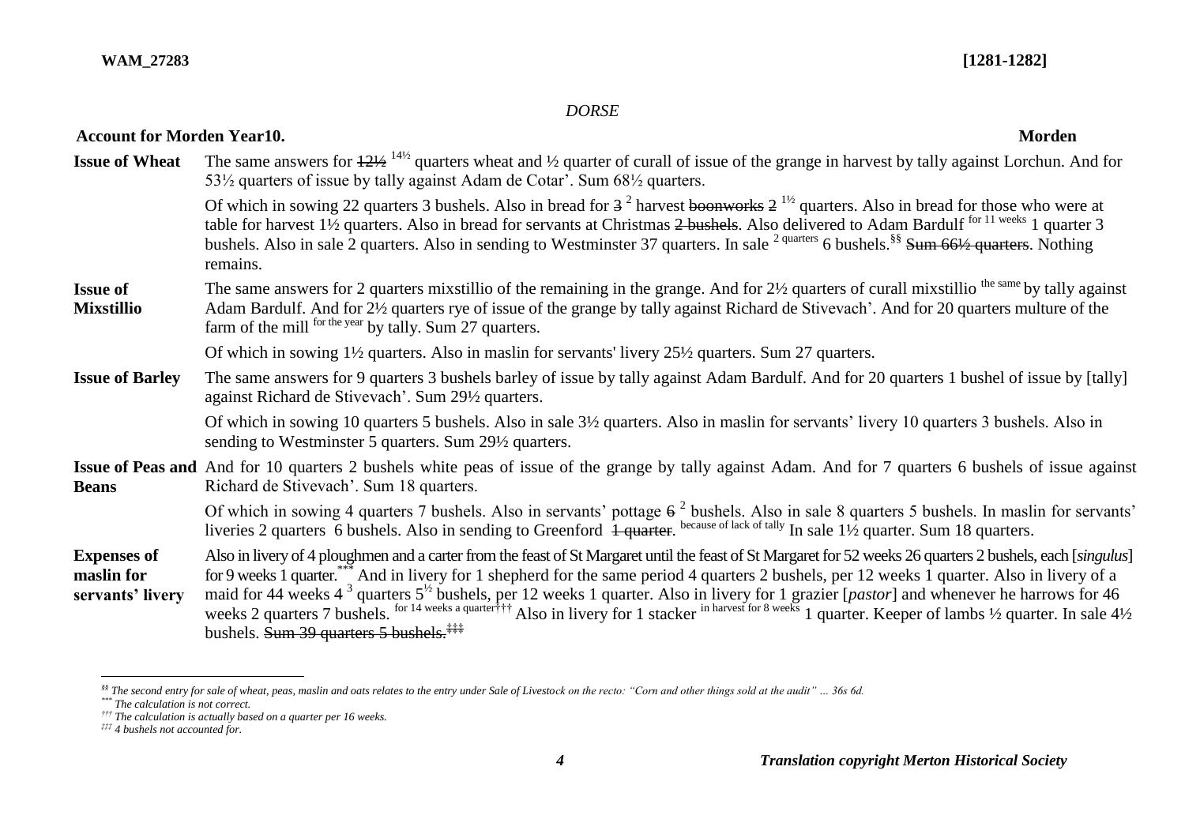*DORSE*

**Account for Morden Year10.** **Morden**

| | |
|---|---|
| **Issue of Wheat** | The same answers for ~~12½~~ 14½ quarters wheat and ½ quarter of curall of issue of the grange in harvest by tally against Lorchun. And for 53½ quarters of issue by tally against Adam de Cotar'. Sum 68½ quarters. |
| | Of which in sowing 22 quarters 3 bushels. Also in bread for ~~3~~ 2 harvest ~~boonworks~~ ~~2~~ 1½ quarters. Also in bread for those who were at table for harvest 1½ quarters. Also in bread for servants at Christmas ~~2 bushels~~. Also delivered to Adam Bardulf for 11 weeks 1 quarter 3 bushels. Also in sale 2 quarters. Also in sending to Westminster 37 quarters. In sale 2 quarters 6 bushels.[§§] ~~Sum 66½ quarters~~. Nothing remains. |
| **Issue of Mixstillio** | The same answers for 2 quarters mixstillio of the remaining in the grange. And for 2½ quarters of curall mixstillio the same by tally against Adam Bardulf. And for 2½ quarters rye of issue of the grange by tally against Richard de Stivevach'. And for 20 quarters multure of the farm of the mill for the year by tally. Sum 27 quarters. |
| | Of which in sowing 1½ quarters. Also in maslin for servants' livery 25½ quarters. Sum 27 quarters. |
| **Issue of Barley** | The same answers for 9 quarters 3 bushels barley of issue by tally against Adam Bardulf. And for 20 quarters 1 bushel of issue by [tally] against Richard de Stivevach'. Sum 29½ quarters. |
| | Of which in sowing 10 quarters 5 bushels. Also in sale 3½ quarters. Also in maslin for servants' livery 10 quarters 3 bushels. Also in sending to Westminster 5 quarters. Sum 29½ quarters. |
| **Issue of Peas and Beans** | And for 10 quarters 2 bushels white peas of issue of the grange by tally against Adam. And for 7 quarters 6 bushels of issue against Richard de Stivevach'. Sum 18 quarters. |
| | Of which in sowing 4 quarters 7 bushels. Also in servants' pottage ~~6~~ 2 bushels. Also in sale 8 quarters 5 bushels. In maslin for servants' liveries 2 quarters 6 bushels. Also in sending to Greenford ~~1 quarter~~. because of lack of tally In sale 1½ quarter. Sum 18 quarters. |
| **Expenses of maslin for servants' livery** | Also in livery of 4 ploughmen and a carter from the feast of St Margaret until the feast of St Margaret for 52 weeks 26 quarters 2 bushels, each [*singulus*] for 9 weeks 1 quarter.[***] And in livery for 1 shepherd for the same period 4 quarters 2 bushels, per 12 weeks 1 quarter. Also in livery of a maid for 44 weeks 4 3 quarters 5½ bushels, per 12 weeks 1 quarter. Also in livery for 1 grazier [*pastor*] and whenever he harrows for 46 weeks 2 quarters 7 bushels. for 14 weeks a quarter[†††] Also in livery for 1 stacker in harvest for 8 weeks 1 quarter. Keeper of lambs ½ quarter. In sale 4½ bushels. ~~Sum 39 quarters 5 bushels.~~[‡‡‡] |

[§§] *The second entry for sale of wheat, peas, maslin and oats relates to the entry under Sale of Livestock on the recto: "Corn and other things sold at the audit" ... 36s 6d.*

[***] *The calculation is not correct.*

[†††] *The calculation is actually based on a quarter per 16 weeks.*

[‡‡‡] *4 bushels not accounted for.*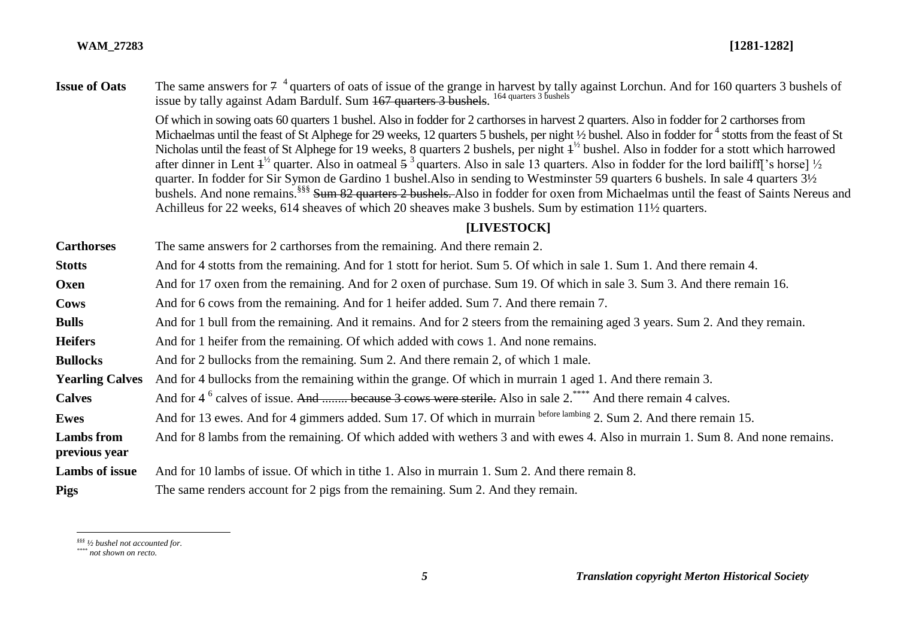| | |
|---|---|
| **Issue of Oats** | The same answers for ~~7~~ 4 quarters of oats of issue of the grange in harvest by tally against Lorchun. And for 160 quarters 3 bushels of issue by tally against Adam Bardulf. Sum ~~167 quarters 3 bushels~~. 164 quarters 3 bushels<br><br>Of which in sowing oats 60 quarters 1 bushel. Also in fodder for 2 carthorses in harvest 2 quarters. Also in fodder for 2 carthorses from Michaelmas until the feast of St Alphege for 29 weeks, 12 quarters 5 bushels, per night ½ bushel. Also in fodder for 4 stotts from the feast of St Nicholas until the feast of St Alphege for 19 weeks, 8 quarters 2 bushels, per night ~~1~~½ bushel. Also in fodder for a stott which harrowed after dinner in Lent ~~1~~½ quarter. Also in oatmeal ~~5~~ 3 quarters. Also in sale 13 quarters. Also in fodder for the lord bailiff['s horse] ½ quarter. In fodder for Sir Symon de Gardino 1 bushel.Also in sending to Westminster 59 quarters 6 bushels. In sale 4 quarters 3½ bushels. And none remains.[§§§] ~~Sum 82 quarters 2 bushels.~~ Also in fodder for oxen from Michaelmas until the feast of Saints Nereus and Achilleus for 22 weeks, 614 sheaves of which 20 sheaves make 3 bushels. Sum by estimation 11½ quarters. |

## [LIVESTOCK]

| | |
|---|---|
| **Carthorses** | The same answers for 2 carthorses from the remaining. And there remain 2. |
| **Stotts** | And for 4 stotts from the remaining. And for 1 stott for heriot. Sum 5. Of which in sale 1. Sum 1. And there remain 4. |
| **Oxen** | And for 17 oxen from the remaining. And for 2 oxen of purchase. Sum 19. Of which in sale 3. Sum 3. And there remain 16. |
| **Cows** | And for 6 cows from the remaining. And for 1 heifer added. Sum 7. And there remain 7. |
| **Bulls** | And for 1 bull from the remaining. And it remains. And for 2 steers from the remaining aged 3 years. Sum 2. And they remain. |
| **Heifers** | And for 1 heifer from the remaining. Of which added with cows 1. And none remains. |
| **Bullocks** | And for 2 bullocks from the remaining. Sum 2. And there remain 2, of which 1 male. |
| **Yearling Calves** | And for 4 bullocks from the remaining within the grange. Of which in murrain 1 aged 1. And there remain 3. |
| **Calves** | And for 4 6 calves of issue. ~~And ........ because 3 cows were sterile.~~ Also in sale 2.[****] And there remain 4 calves. |
| **Ewes** | And for 13 ewes. And for 4 gimmers added. Sum 17. Of which in murrain before lambing 2. Sum 2. And there remain 15. |
| **Lambs from previous year** | And for 8 lambs from the remaining. Of which added with wethers 3 and with ewes 4. Also in murrain 1. Sum 8. And none remains. |
| **Lambs of issue** | And for 10 lambs of issue. Of which in tithe 1. Also in murrain 1. Sum 2. And there remain 8. |
| **Pigs** | The same renders account for 2 pigs from the remaining. Sum 2. And they remain. |

---

[§§§] *½ bushel not accounted for.*

[****] *not shown on recto.*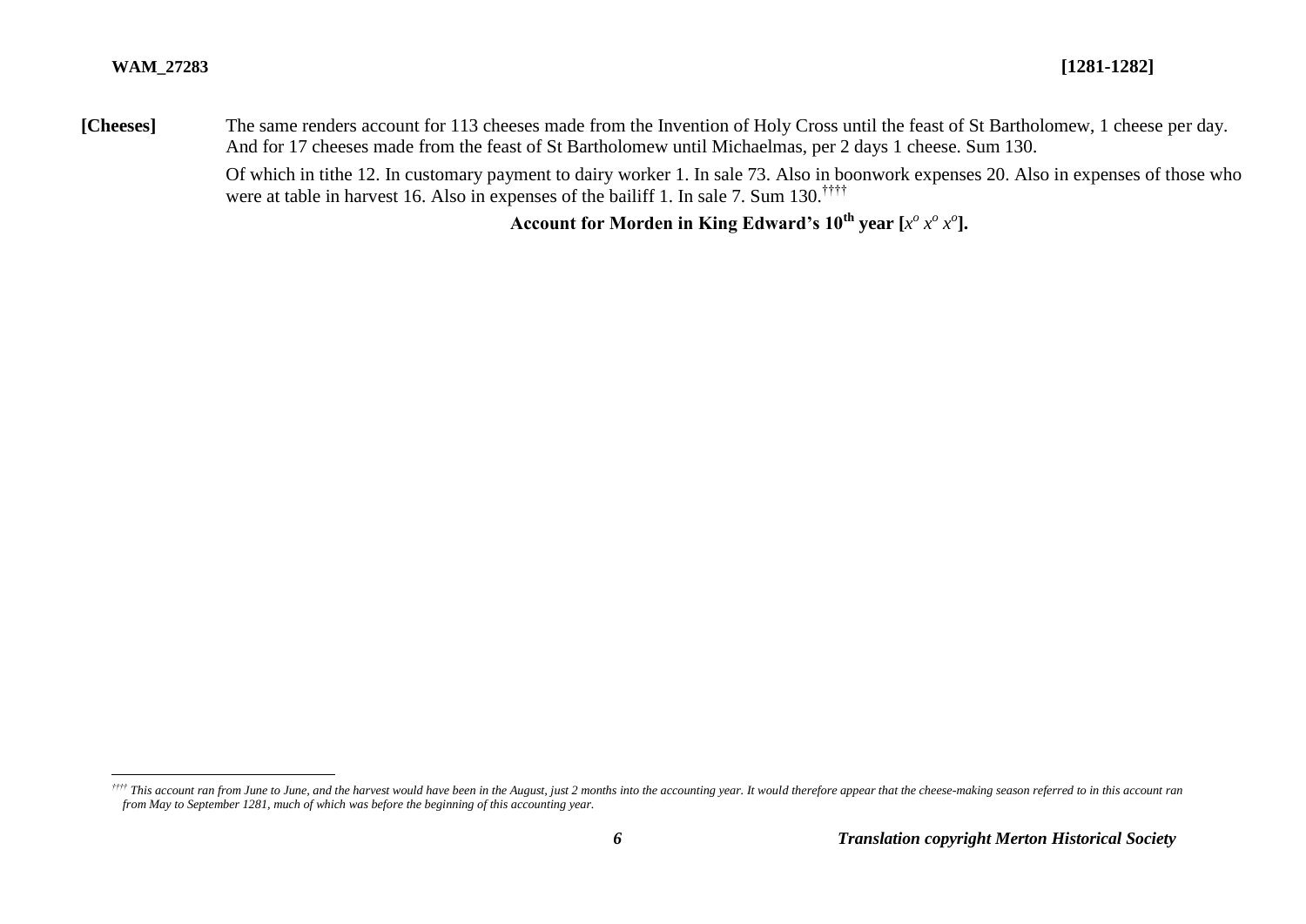**[Cheeses]** The same renders account for 113 cheeses made from the Invention of Holy Cross until the feast of St Bartholomew, 1 cheese per day. And for 17 cheeses made from the feast of St Bartholomew until Michaelmas, per 2 days 1 cheese. Sum 130.

Of which in tithe 12. In customary payment to dairy worker 1. In sale 73. Also in boonwork expenses 20. Also in expenses of those who were at table in harvest 16. Also in expenses of the bailiff 1. In sale 7. Sum 130.[††††]

**Account for Morden in King Edward's 10th year [*x^o^ x^o^ x^o^*].**

---

[††††] *This account ran from June to June, and the harvest would have been in the August, just 2 months into the accounting year. It would therefore appear that the cheese-making season referred to in this account ran from May to September 1281, much of which was before the beginning of this accounting year.*